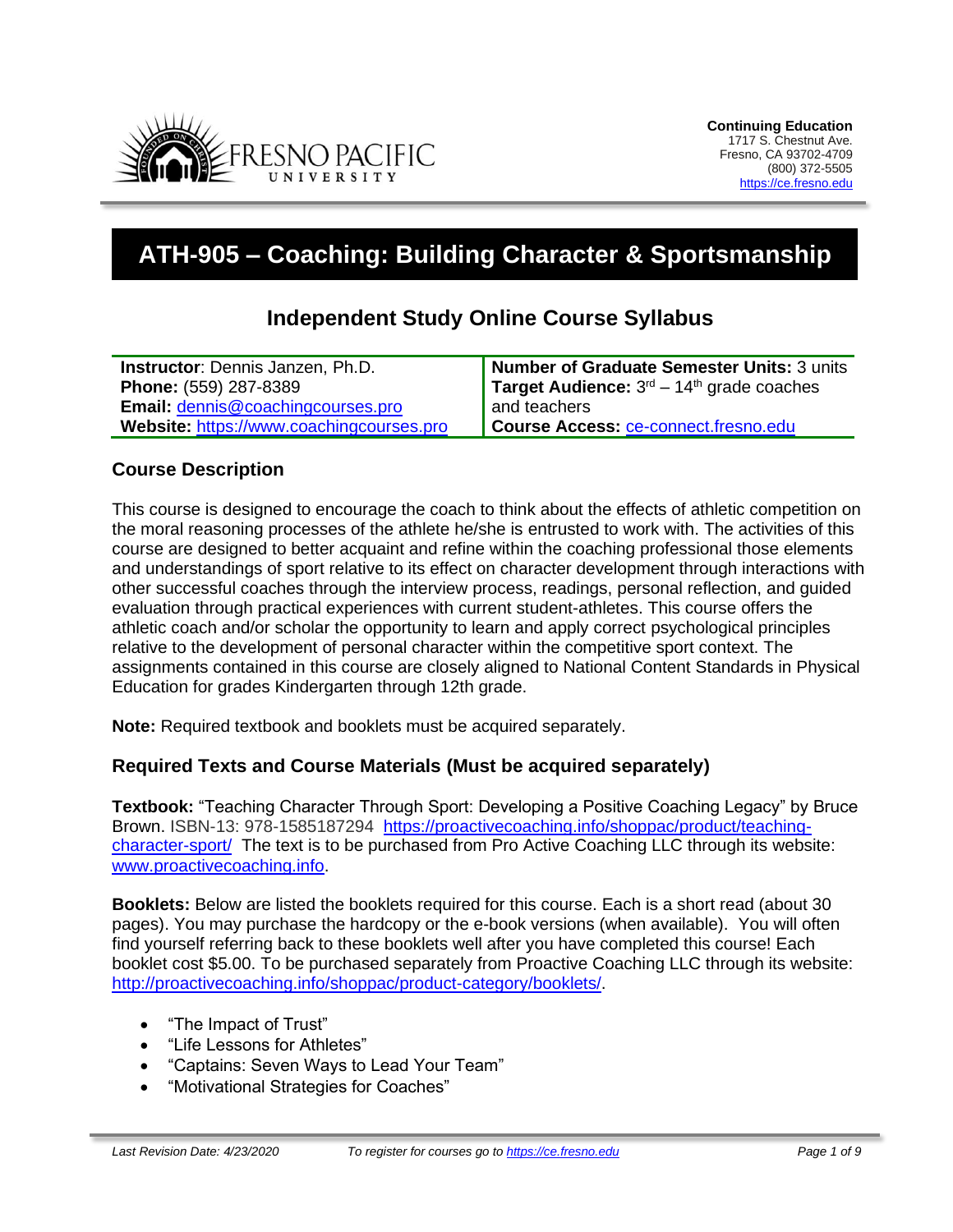FRESNO PACIFIC UNIVERSITY

**Continuing Education**
1717 S. Chestnut Ave.
Fresno, CA 93702-4709
(800) 372-5505
https://ce.fresno.edu

# ATH-905 – Coaching: Building Character & Sportsmanship

## Independent Study Online Course Syllabus

| | |
|---|---|
| **Instructor**: Dennis Janzen, Ph.D. | **Number of Graduate Semester Units:** 3 units |
| **Phone:** (559) 287-8389 | **Target Audience:** 3rd – 14th grade coaches and teachers |
| **Email:** dennis@coachingcourses.pro | |
| **Website:** https://www.coachingcourses.pro | **Course Access:** ce-connect.fresno.edu |

### Course Description

This course is designed to encourage the coach to think about the effects of athletic competition on the moral reasoning processes of the athlete he/she is entrusted to work with. The activities of this course are designed to better acquaint and refine within the coaching professional those elements and understandings of sport relative to its effect on character development through interactions with other successful coaches through the interview process, readings, personal reflection, and guided evaluation through practical experiences with current student-athletes. This course offers the athletic coach and/or scholar the opportunity to learn and apply correct psychological principles relative to the development of personal character within the competitive sport context. The assignments contained in this course are closely aligned to National Content Standards in Physical Education for grades Kindergarten through 12th grade.

**Note:** Required textbook and booklets must be acquired separately.

### Required Texts and Course Materials (Must be acquired separately)

**Textbook:** "Teaching Character Through Sport: Developing a Positive Coaching Legacy" by Bruce Brown. ISBN-13: 978-1585187294 https://proactivecoaching.info/shoppac/product/teaching-character-sport/ The text is to be purchased from Pro Active Coaching LLC through its website: www.proactivecoaching.info.

**Booklets:** Below are listed the booklets required for this course. Each is a short read (about 30 pages). You may purchase the hardcopy or the e-book versions (when available). You will often find yourself referring back to these booklets well after you have completed this course! Each booklet cost $5.00. To be purchased separately from Proactive Coaching LLC through its website: http://proactivecoaching.info/shoppac/product-category/booklets/.

- "The Impact of Trust"
- "Life Lessons for Athletes"
- "Captains: Seven Ways to Lead Your Team"
- "Motivational Strategies for Coaches"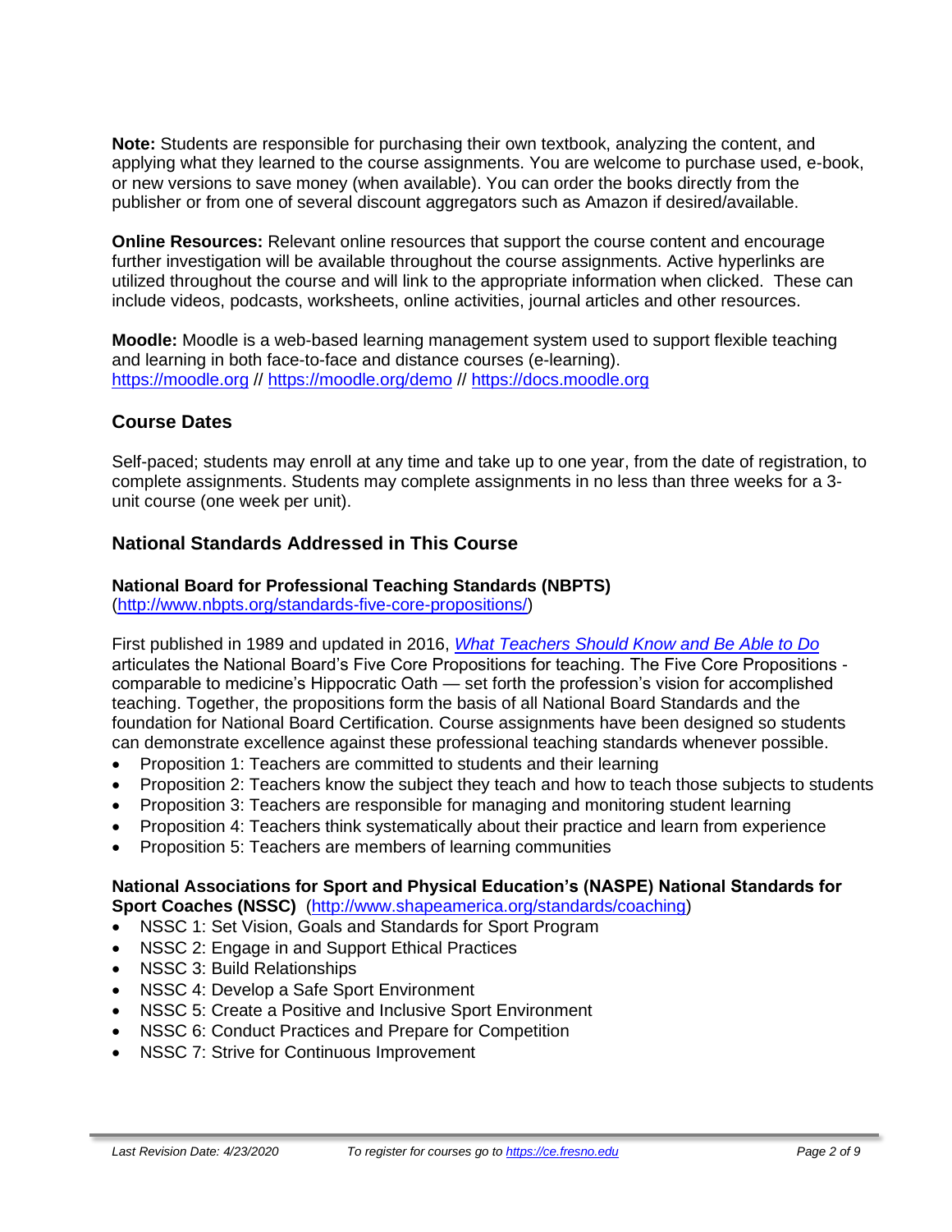**Note:** Students are responsible for purchasing their own textbook, analyzing the content, and applying what they learned to the course assignments. You are welcome to purchase used, e-book, or new versions to save money (when available). You can order the books directly from the publisher or from one of several discount aggregators such as Amazon if desired/available.

**Online Resources:** Relevant online resources that support the course content and encourage further investigation will be available throughout the course assignments. Active hyperlinks are utilized throughout the course and will link to the appropriate information when clicked. These can include videos, podcasts, worksheets, online activities, journal articles and other resources.

**Moodle:** Moodle is a web-based learning management system used to support flexible teaching and learning in both face-to-face and distance courses (e-learning).
[https://moodle.org](https://moodle.org) // [https://moodle.org/demo](https://moodle.org/demo) // [https://docs.moodle.org](https://docs.moodle.org)

## Course Dates

Self-paced; students may enroll at any time and take up to one year, from the date of registration, to complete assignments. Students may complete assignments in no less than three weeks for a 3-unit course (one week per unit).

## National Standards Addressed in This Course

**National Board for Professional Teaching Standards (NBPTS)**
([http://www.nbpts.org/standards-five-core-propositions/](http://www.nbpts.org/standards-five-core-propositions/))

First published in 1989 and updated in 2016, *What Teachers Should Know and Be Able to Do* articulates the National Board's Five Core Propositions for teaching. The Five Core Propositions - comparable to medicine's Hippocratic Oath — set forth the profession's vision for accomplished teaching. Together, the propositions form the basis of all National Board Standards and the foundation for National Board Certification. Course assignments have been designed so students can demonstrate excellence against these professional teaching standards whenever possible.

- Proposition 1: Teachers are committed to students and their learning
- Proposition 2: Teachers know the subject they teach and how to teach those subjects to students
- Proposition 3: Teachers are responsible for managing and monitoring student learning
- Proposition 4: Teachers think systematically about their practice and learn from experience
- Proposition 5: Teachers are members of learning communities

**National Associations for Sport and Physical Education's (NASPE) National Standards for Sport Coaches (NSSC)** ([http://www.shapeamerica.org/standards/coaching](http://www.shapeamerica.org/standards/coaching))

- NSSC 1: Set Vision, Goals and Standards for Sport Program
- NSSC 2: Engage in and Support Ethical Practices
- NSSC 3: Build Relationships
- NSSC 4: Develop a Safe Sport Environment
- NSSC 5: Create a Positive and Inclusive Sport Environment
- NSSC 6: Conduct Practices and Prepare for Competition
- NSSC 7: Strive for Continuous Improvement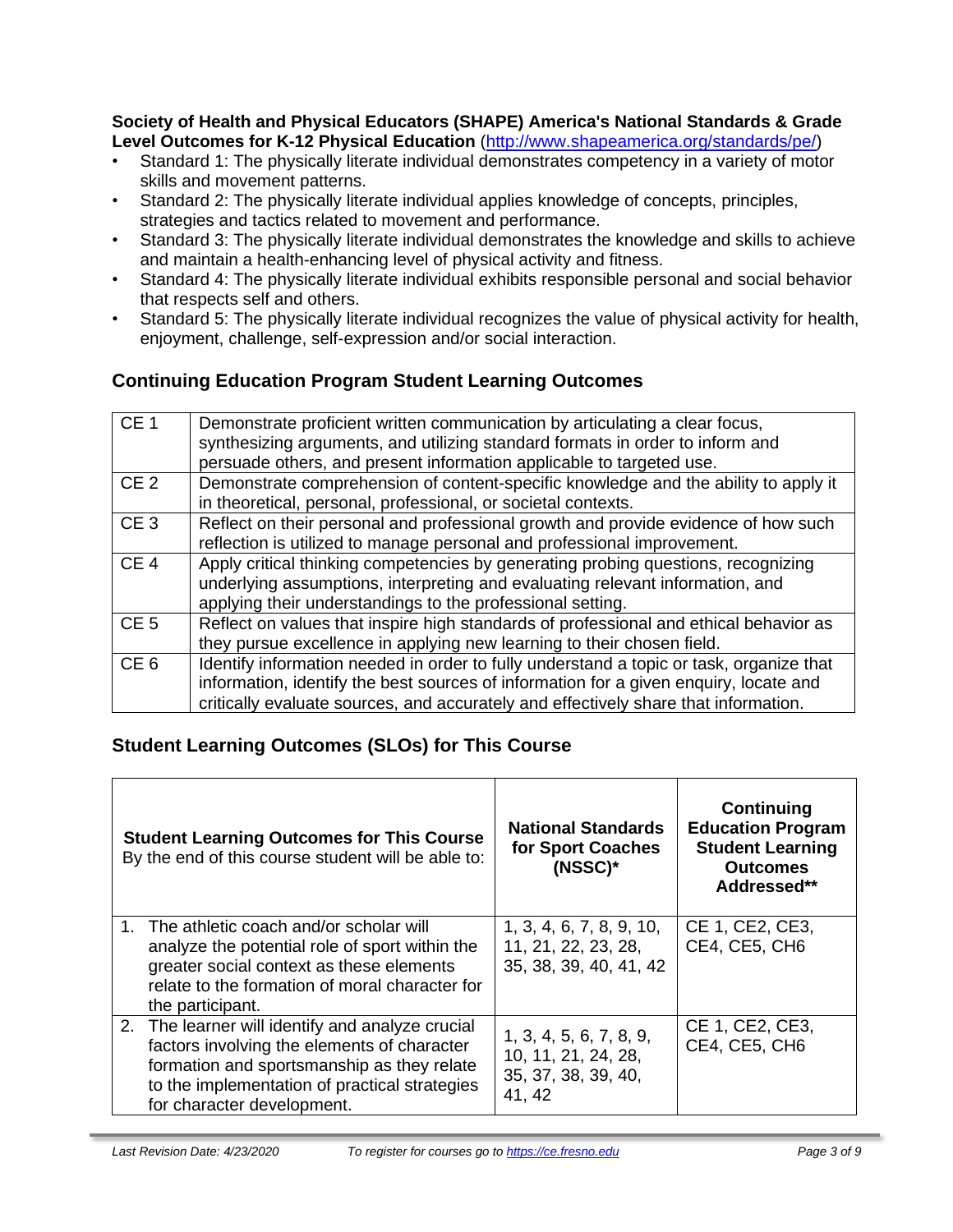**Society of Health and Physical Educators (SHAPE) America's National Standards & Grade Level Outcomes for K-12 Physical Education** (http://www.shapeamerica.org/standards/pe/)

- Standard 1: The physically literate individual demonstrates competency in a variety of motor skills and movement patterns.
- Standard 2: The physically literate individual applies knowledge of concepts, principles, strategies and tactics related to movement and performance.
- Standard 3: The physically literate individual demonstrates the knowledge and skills to achieve and maintain a health-enhancing level of physical activity and fitness.
- Standard 4: The physically literate individual exhibits responsible personal and social behavior that respects self and others.
- Standard 5: The physically literate individual recognizes the value of physical activity for health, enjoyment, challenge, self-expression and/or social interaction.

## Continuing Education Program Student Learning Outcomes

| | |
|---|---|
| CE 1 | Demonstrate proficient written communication by articulating a clear focus, synthesizing arguments, and utilizing standard formats in order to inform and persuade others, and present information applicable to targeted use. |
| CE 2 | Demonstrate comprehension of content-specific knowledge and the ability to apply it in theoretical, personal, professional, or societal contexts. |
| CE 3 | Reflect on their personal and professional growth and provide evidence of how such reflection is utilized to manage personal and professional improvement. |
| CE 4 | Apply critical thinking competencies by generating probing questions, recognizing underlying assumptions, interpreting and evaluating relevant information, and applying their understandings to the professional setting. |
| CE 5 | Reflect on values that inspire high standards of professional and ethical behavior as they pursue excellence in applying new learning to their chosen field. |
| CE 6 | Identify information needed in order to fully understand a topic or task, organize that information, identify the best sources of information for a given enquiry, locate and critically evaluate sources, and accurately and effectively share that information. |

## Student Learning Outcomes (SLOs) for This Course

| **Student Learning Outcomes for This Course** By the end of this course student will be able to: | **National Standards for Sport Coaches (NSSC)*** | **Continuing Education Program Student Learning Outcomes Addressed**** |
|---|---|---|
| 1. The athletic coach and/or scholar will analyze the potential role of sport within the greater social context as these elements relate to the formation of moral character for the participant. | 1, 3, 4, 6, 7, 8, 9, 10, 11, 21, 22, 23, 28, 35, 38, 39, 40, 41, 42 | CE 1, CE2, CE3, CE4, CE5, CH6 |
| 2. The learner will identify and analyze crucial factors involving the elements of character formation and sportsmanship as they relate to the implementation of practical strategies for character development. | 1, 3, 4, 5, 6, 7, 8, 9, 10, 11, 21, 24, 28, 35, 37, 38, 39, 40, 41, 42 | CE 1, CE2, CE3, CE4, CE5, CH6 |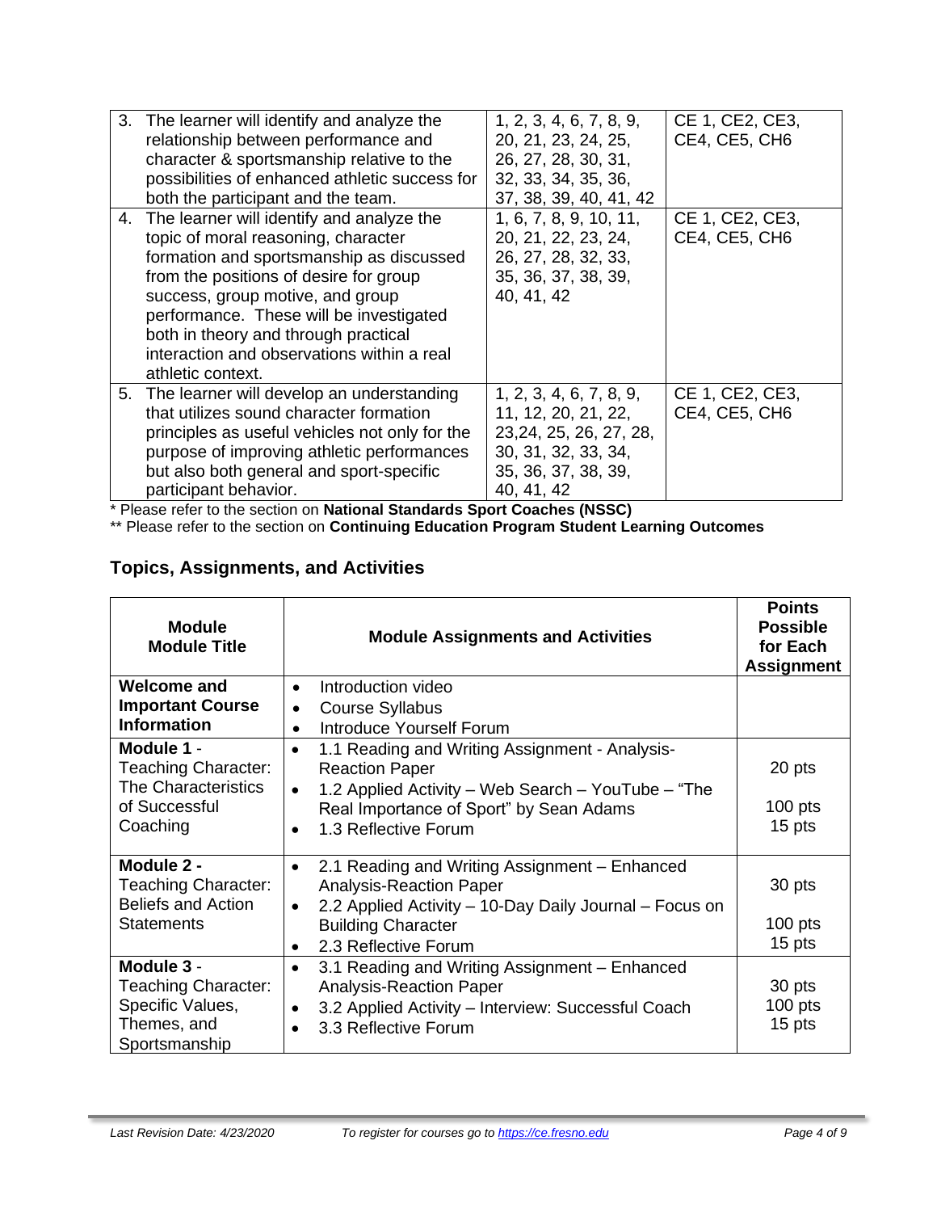| | | |
|---|---|---|
| 3. The learner will identify and analyze the relationship between performance and character & sportsmanship relative to the possibilities of enhanced athletic success for both the participant and the team. | 1, 2, 3, 4, 6, 7, 8, 9, 20, 21, 23, 24, 25, 26, 27, 28, 30, 31, 32, 33, 34, 35, 36, 37, 38, 39, 40, 41, 42 | CE 1, CE2, CE3, CE4, CE5, CH6 |
| 4. The learner will identify and analyze the topic of moral reasoning, character formation and sportsmanship as discussed from the positions of desire for group success, group motive, and group performance. These will be investigated both in theory and through practical interaction and observations within a real athletic context. | 1, 6, 7, 8, 9, 10, 11, 20, 21, 22, 23, 24, 26, 27, 28, 32, 33, 35, 36, 37, 38, 39, 40, 41, 42 | CE 1, CE2, CE3, CE4, CE5, CH6 |
| 5. The learner will develop an understanding that utilizes sound character formation principles as useful vehicles not only for the purpose of improving athletic performances but also both general and sport-specific participant behavior. | 1, 2, 3, 4, 6, 7, 8, 9, 11, 12, 20, 21, 22, 23,24, 25, 26, 27, 28, 30, 31, 32, 33, 34, 35, 36, 37, 38, 39, 40, 41, 42 | CE 1, CE2, CE3, CE4, CE5, CH6 |

* Please refer to the section on **National Standards Sport Coaches (NSSC)**

** Please refer to the section on **Continuing Education Program Student Learning Outcomes**

## Topics, Assignments, and Activities

| Module Module Title | Module Assignments and Activities | Points Possible for Each Assignment |
|---|---|---|
| **Welcome and Important Course Information** | • Introduction video<br>• Course Syllabus<br>• Introduce Yourself Forum | |
| **Module 1** - Teaching Character: The Characteristics of Successful Coaching | • 1.1 Reading and Writing Assignment - Analysis-Reaction Paper<br>• 1.2 Applied Activity – Web Search – YouTube – "The Real Importance of Sport" by Sean Adams<br>• 1.3 Reflective Forum | 20 pts<br>100 pts<br>15 pts |
| **Module 2 -** Teaching Character: Beliefs and Action Statements | • 2.1 Reading and Writing Assignment – Enhanced Analysis-Reaction Paper<br>• 2.2 Applied Activity – 10-Day Daily Journal – Focus on Building Character<br>• 2.3 Reflective Forum | 30 pts<br>100 pts<br>15 pts |
| **Module 3** - Teaching Character: Specific Values, Themes, and Sportsmanship | • 3.1 Reading and Writing Assignment – Enhanced Analysis-Reaction Paper<br>• 3.2 Applied Activity – Interview: Successful Coach<br>• 3.3 Reflective Forum | 30 pts<br>100 pts<br>15 pts |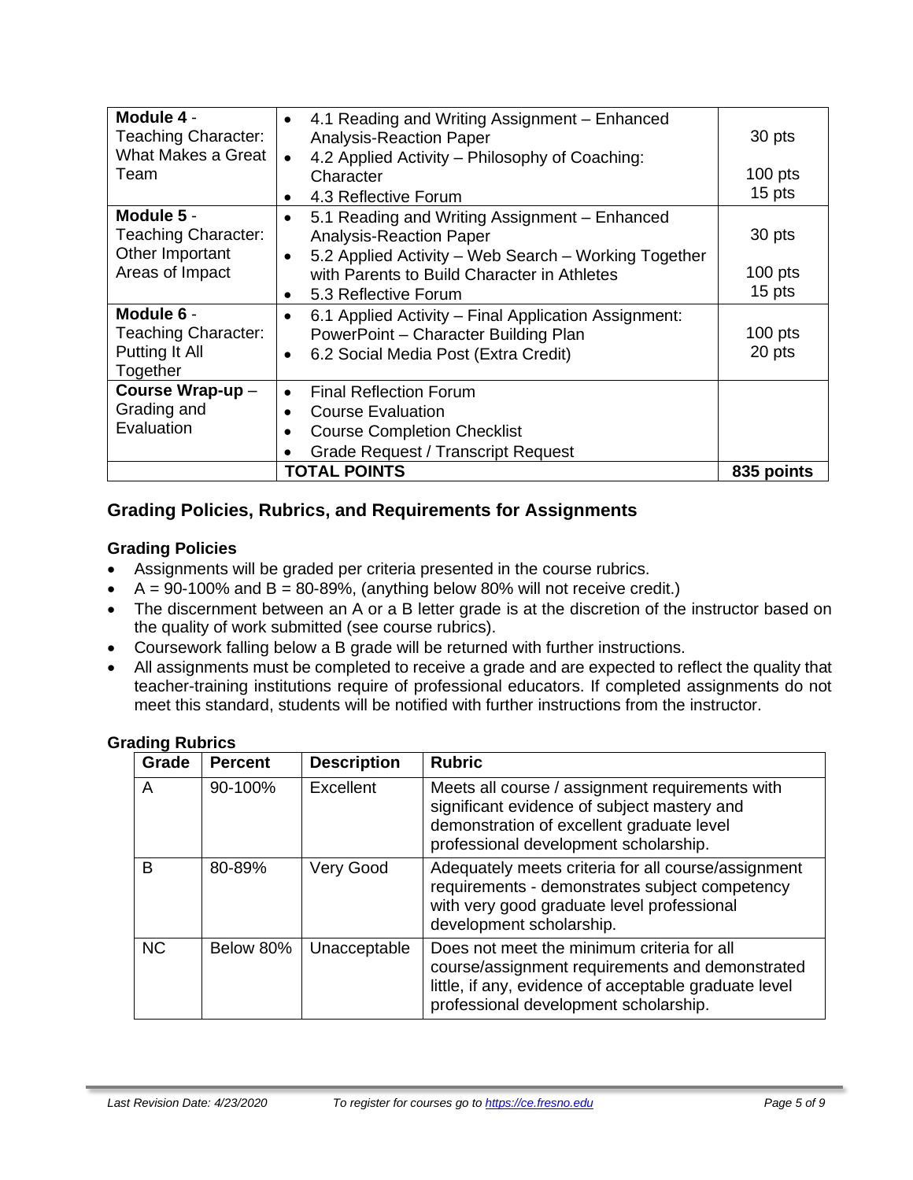| | | |
|---|---|---|
| **Module 4** - Teaching Character: What Makes a Great Team | • 4.1 Reading and Writing Assignment – Enhanced Analysis-Reaction Paper<br>• 4.2 Applied Activity – Philosophy of Coaching: Character<br>• 4.3 Reflective Forum | 30 pts<br><br>100 pts<br>15 pts |
| **Module 5** - Teaching Character: Other Important Areas of Impact | • 5.1 Reading and Writing Assignment – Enhanced Analysis-Reaction Paper<br>• 5.2 Applied Activity – Web Search – Working Together with Parents to Build Character in Athletes<br>• 5.3 Reflective Forum | 30 pts<br><br>100 pts<br>15 pts |
| **Module 6** - Teaching Character: Putting It All Together | • 6.1 Applied Activity – Final Application Assignment: PowerPoint – Character Building Plan<br>• 6.2 Social Media Post (Extra Credit) | 100 pts<br>20 pts |
| **Course Wrap-up** – Grading and Evaluation | • Final Reflection Forum<br>• Course Evaluation<br>• Course Completion Checklist<br>• Grade Request / Transcript Request | |
| | **TOTAL POINTS** | **835 points** |

## Grading Policies, Rubrics, and Requirements for Assignments

### Grading Policies

- Assignments will be graded per criteria presented in the course rubrics.
- A = 90-100% and B = 80-89%, (anything below 80% will not receive credit.)
- The discernment between an A or a B letter grade is at the discretion of the instructor based on the quality of work submitted (see course rubrics).
- Coursework falling below a B grade will be returned with further instructions.
- All assignments must be completed to receive a grade and are expected to reflect the quality that teacher-training institutions require of professional educators. If completed assignments do not meet this standard, students will be notified with further instructions from the instructor.

### Grading Rubrics

| Grade | Percent | Description | Rubric |
|---|---|---|---|
| A | 90-100% | Excellent | Meets all course / assignment requirements with significant evidence of subject mastery and demonstration of excellent graduate level professional development scholarship. |
| B | 80-89% | Very Good | Adequately meets criteria for all course/assignment requirements - demonstrates subject competency with very good graduate level professional development scholarship. |
| NC | Below 80% | Unacceptable | Does not meet the minimum criteria for all course/assignment requirements and demonstrated little, if any, evidence of acceptable graduate level professional development scholarship. |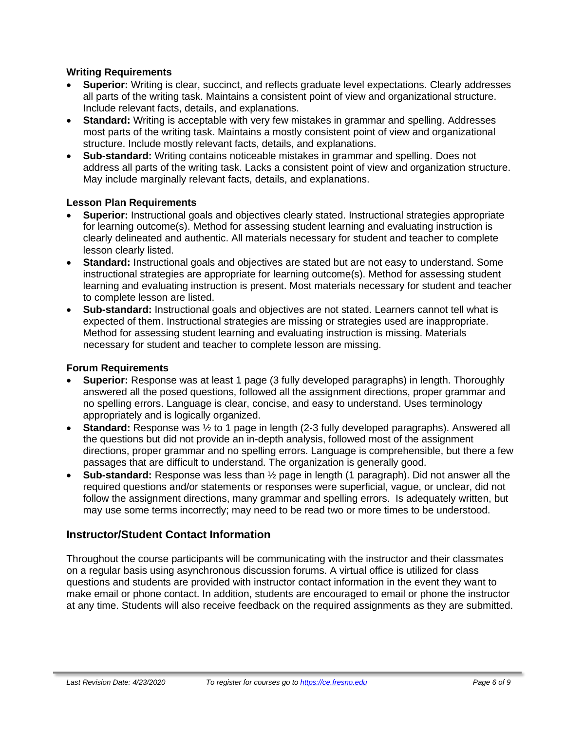### Writing Requirements

- **Superior:** Writing is clear, succinct, and reflects graduate level expectations. Clearly addresses all parts of the writing task. Maintains a consistent point of view and organizational structure. Include relevant facts, details, and explanations.
- **Standard:** Writing is acceptable with very few mistakes in grammar and spelling. Addresses most parts of the writing task. Maintains a mostly consistent point of view and organizational structure. Include mostly relevant facts, details, and explanations.
- **Sub-standard:** Writing contains noticeable mistakes in grammar and spelling. Does not address all parts of the writing task. Lacks a consistent point of view and organization structure. May include marginally relevant facts, details, and explanations.

### Lesson Plan Requirements

- **Superior:** Instructional goals and objectives clearly stated. Instructional strategies appropriate for learning outcome(s). Method for assessing student learning and evaluating instruction is clearly delineated and authentic. All materials necessary for student and teacher to complete lesson clearly listed.
- **Standard:** Instructional goals and objectives are stated but are not easy to understand. Some instructional strategies are appropriate for learning outcome(s). Method for assessing student learning and evaluating instruction is present. Most materials necessary for student and teacher to complete lesson are listed.
- **Sub-standard:** Instructional goals and objectives are not stated. Learners cannot tell what is expected of them. Instructional strategies are missing or strategies used are inappropriate. Method for assessing student learning and evaluating instruction is missing. Materials necessary for student and teacher to complete lesson are missing.

### Forum Requirements

- **Superior:** Response was at least 1 page (3 fully developed paragraphs) in length. Thoroughly answered all the posed questions, followed all the assignment directions, proper grammar and no spelling errors. Language is clear, concise, and easy to understand. Uses terminology appropriately and is logically organized.
- **Standard:** Response was ½ to 1 page in length (2-3 fully developed paragraphs). Answered all the questions but did not provide an in-depth analysis, followed most of the assignment directions, proper grammar and no spelling errors. Language is comprehensible, but there a few passages that are difficult to understand. The organization is generally good.
- **Sub-standard:** Response was less than ½ page in length (1 paragraph). Did not answer all the required questions and/or statements or responses were superficial, vague, or unclear, did not follow the assignment directions, many grammar and spelling errors. Is adequately written, but may use some terms incorrectly; may need to be read two or more times to be understood.

## Instructor/Student Contact Information

Throughout the course participants will be communicating with the instructor and their classmates on a regular basis using asynchronous discussion forums. A virtual office is utilized for class questions and students are provided with instructor contact information in the event they want to make email or phone contact. In addition, students are encouraged to email or phone the instructor at any time. Students will also receive feedback on the required assignments as they are submitted.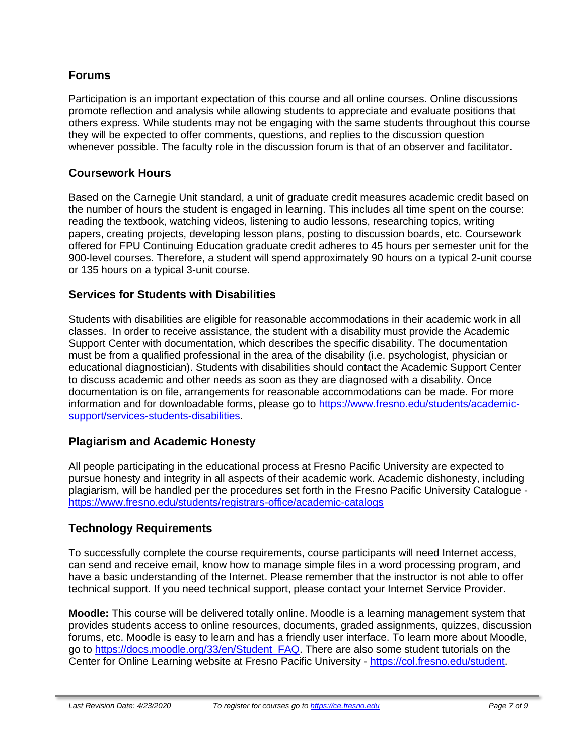## Forums

Participation is an important expectation of this course and all online courses. Online discussions promote reflection and analysis while allowing students to appreciate and evaluate positions that others express. While students may not be engaging with the same students throughout this course they will be expected to offer comments, questions, and replies to the discussion question whenever possible. The faculty role in the discussion forum is that of an observer and facilitator.

## Coursework Hours

Based on the Carnegie Unit standard, a unit of graduate credit measures academic credit based on the number of hours the student is engaged in learning. This includes all time spent on the course: reading the textbook, watching videos, listening to audio lessons, researching topics, writing papers, creating projects, developing lesson plans, posting to discussion boards, etc. Coursework offered for FPU Continuing Education graduate credit adheres to 45 hours per semester unit for the 900-level courses. Therefore, a student will spend approximately 90 hours on a typical 2-unit course or 135 hours on a typical 3-unit course.

## Services for Students with Disabilities

Students with disabilities are eligible for reasonable accommodations in their academic work in all classes. In order to receive assistance, the student with a disability must provide the Academic Support Center with documentation, which describes the specific disability. The documentation must be from a qualified professional in the area of the disability (i.e. psychologist, physician or educational diagnostician). Students with disabilities should contact the Academic Support Center to discuss academic and other needs as soon as they are diagnosed with a disability. Once documentation is on file, arrangements for reasonable accommodations can be made. For more information and for downloadable forms, please go to [https://www.fresno.edu/students/academic-support/services-students-disabilities](https://www.fresno.edu/students/academic-support/services-students-disabilities).

## Plagiarism and Academic Honesty

All people participating in the educational process at Fresno Pacific University are expected to pursue honesty and integrity in all aspects of their academic work. Academic dishonesty, including plagiarism, will be handled per the procedures set forth in the Fresno Pacific University Catalogue - [https://www.fresno.edu/students/registrars-office/academic-catalogs](https://www.fresno.edu/students/registrars-office/academic-catalogs)

## Technology Requirements

To successfully complete the course requirements, course participants will need Internet access, can send and receive email, know how to manage simple files in a word processing program, and have a basic understanding of the Internet. Please remember that the instructor is not able to offer technical support. If you need technical support, please contact your Internet Service Provider.

**Moodle:** This course will be delivered totally online. Moodle is a learning management system that provides students access to online resources, documents, graded assignments, quizzes, discussion forums, etc. Moodle is easy to learn and has a friendly user interface. To learn more about Moodle, go to [https://docs.moodle.org/33/en/Student_FAQ](https://docs.moodle.org/33/en/Student_FAQ). There are also some student tutorials on the Center for Online Learning website at Fresno Pacific University - [https://col.fresno.edu/student](https://col.fresno.edu/student).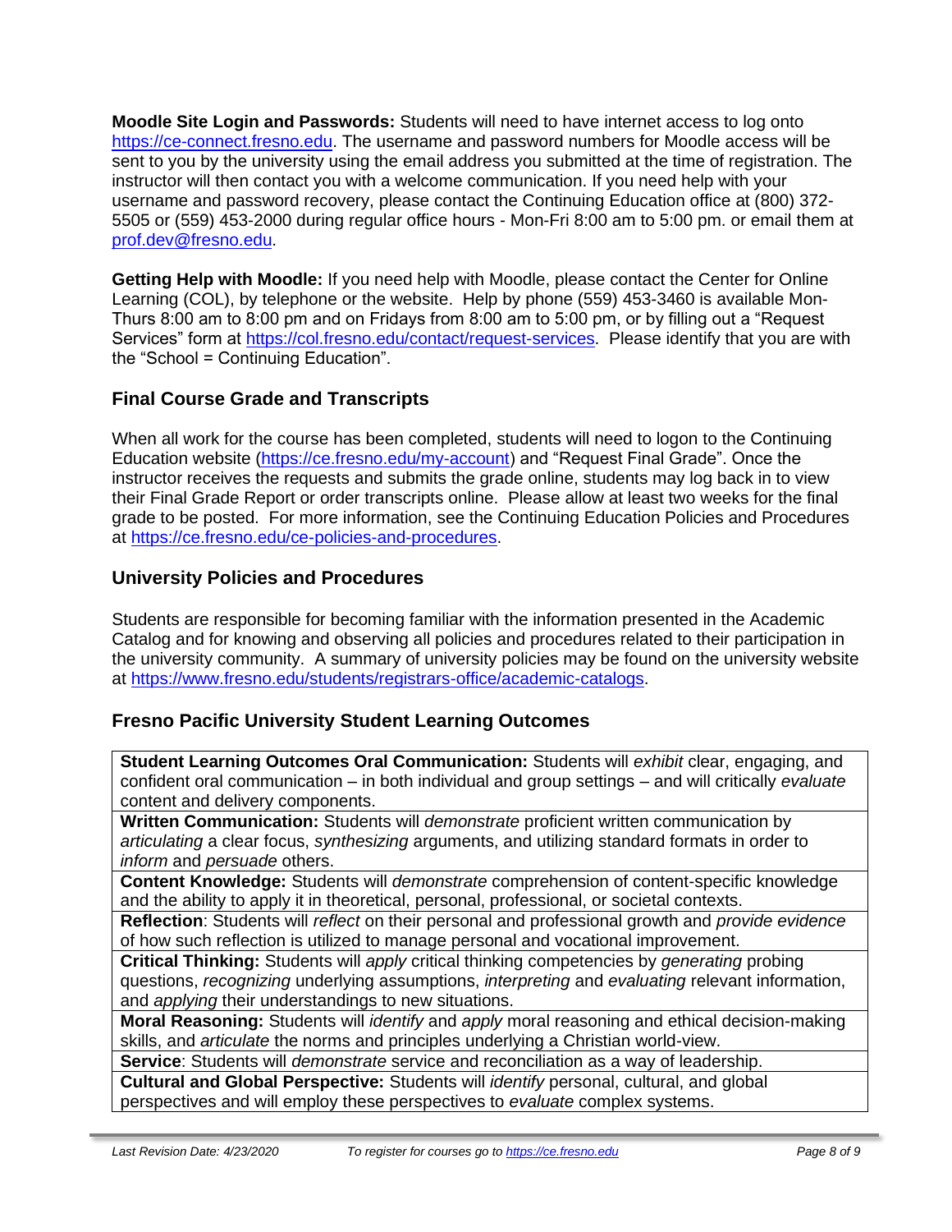**Moodle Site Login and Passwords:** Students will need to have internet access to log onto https://ce-connect.fresno.edu. The username and password numbers for Moodle access will be sent to you by the university using the email address you submitted at the time of registration. The instructor will then contact you with a welcome communication. If you need help with your username and password recovery, please contact the Continuing Education office at (800) 372-5505 or (559) 453-2000 during regular office hours - Mon-Fri 8:00 am to 5:00 pm. or email them at prof.dev@fresno.edu.

**Getting Help with Moodle:** If you need help with Moodle, please contact the Center for Online Learning (COL), by telephone or the website. Help by phone (559) 453-3460 is available Mon-Thurs 8:00 am to 8:00 pm and on Fridays from 8:00 am to 5:00 pm, or by filling out a "Request Services" form at https://col.fresno.edu/contact/request-services. Please identify that you are with the "School = Continuing Education".

## Final Course Grade and Transcripts

When all work for the course has been completed, students will need to logon to the Continuing Education website (https://ce.fresno.edu/my-account) and "Request Final Grade". Once the instructor receives the requests and submits the grade online, students may log back in to view their Final Grade Report or order transcripts online. Please allow at least two weeks for the final grade to be posted. For more information, see the Continuing Education Policies and Procedures at https://ce.fresno.edu/ce-policies-and-procedures.

## University Policies and Procedures

Students are responsible for becoming familiar with the information presented in the Academic Catalog and for knowing and observing all policies and procedures related to their participation in the university community. A summary of university policies may be found on the university website at https://www.fresno.edu/students/registrars-office/academic-catalogs.

## Fresno Pacific University Student Learning Outcomes

| |
|---|
| **Student Learning Outcomes Oral Communication:** Students will *exhibit* clear, engaging, and confident oral communication – in both individual and group settings – and will critically *evaluate* content and delivery components. |
| **Written Communication:** Students will *demonstrate* proficient written communication by *articulating* a clear focus, *synthesizing* arguments, and utilizing standard formats in order to *inform* and *persuade* others. |
| **Content Knowledge:** Students will *demonstrate* comprehension of content-specific knowledge and the ability to apply it in theoretical, personal, professional, or societal contexts. |
| **Reflection**: Students will *reflect* on their personal and professional growth and *provide evidence* of how such reflection is utilized to manage personal and vocational improvement. |
| **Critical Thinking:** Students will *apply* critical thinking competencies by *generating* probing questions, *recognizing* underlying assumptions, *interpreting* and *evaluating* relevant information, and *applying* their understandings to new situations. |
| **Moral Reasoning:** Students will *identify* and *apply* moral reasoning and ethical decision-making skills, and *articulate* the norms and principles underlying a Christian world-view. |
| **Service**: Students will *demonstrate* service and reconciliation as a way of leadership. |
| **Cultural and Global Perspective:** Students will *identify* personal, cultural, and global perspectives and will employ these perspectives to *evaluate* complex systems. |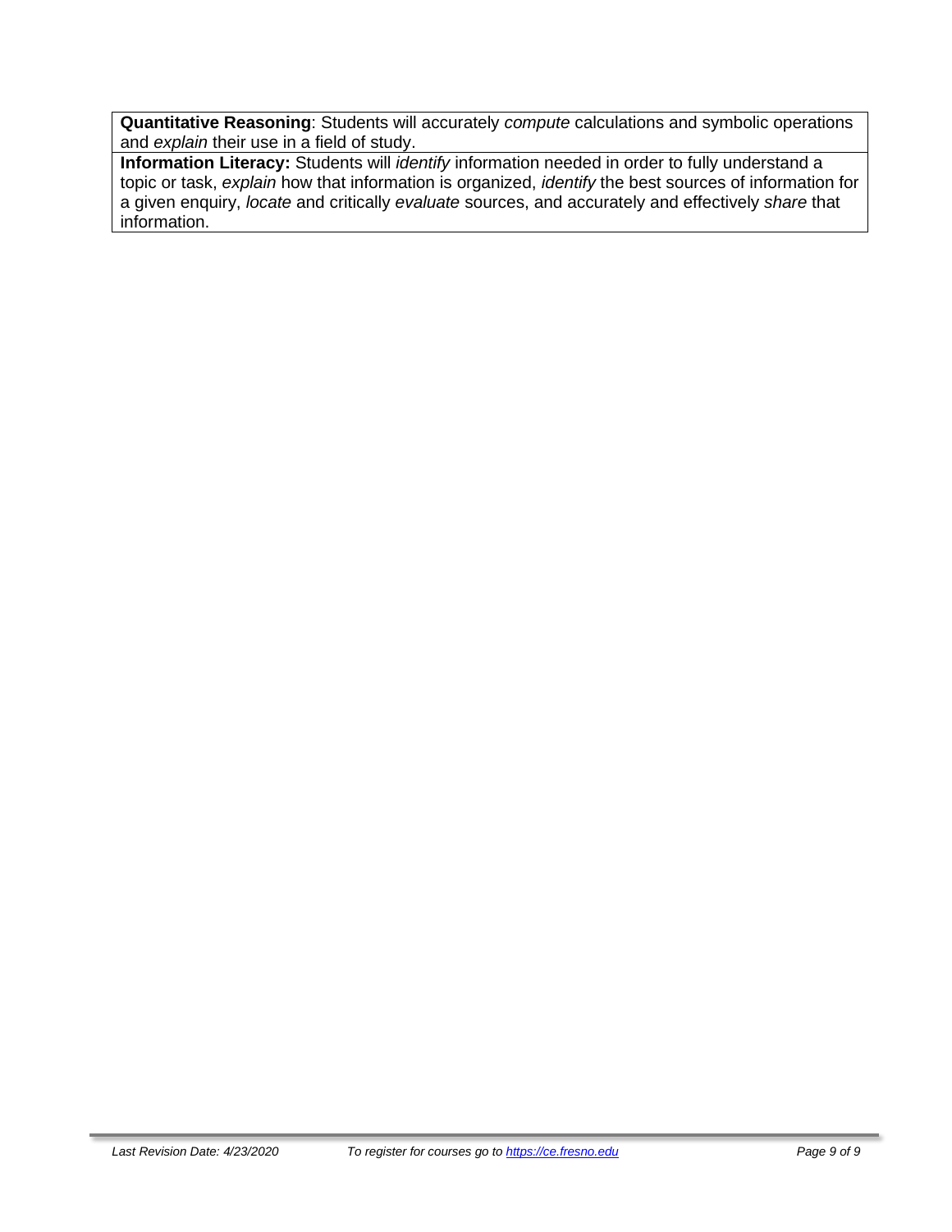| |
|---|
| **Quantitative Reasoning**: Students will accurately *compute* calculations and symbolic operations and *explain* their use in a field of study. |
| **Information Literacy:** Students will *identify* information needed in order to fully understand a topic or task, *explain* how that information is organized, *identify* the best sources of information for a given enquiry, *locate* and critically *evaluate* sources, and accurately and effectively *share* that information. |